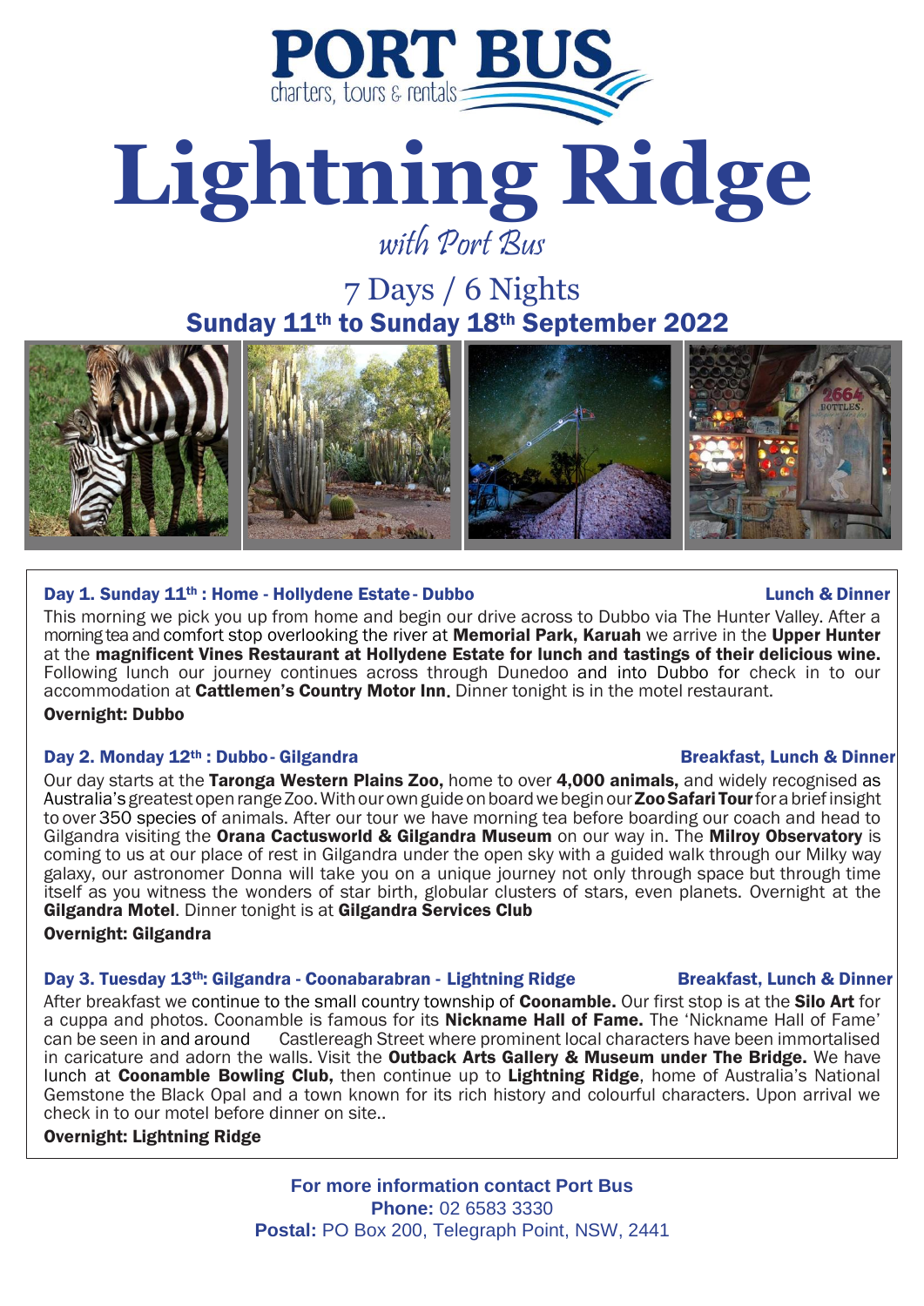PORT BUS
charters, tours & rentals

# Lightning Ridge

*with Port Bus*

## 7 Days / 6 Nights

## Sunday 11th to Sunday 18th September 2022

### Day 1. Sunday 11th : Home - Hollydene Estate - Dubbo — Lunch & Dinner

This morning we pick you up from home and begin our drive across to Dubbo via The Hunter Valley. After a morning tea and comfort stop overlooking the river at **Memorial Park, Karuah** we arrive in the **Upper Hunter** at the **magnificent Vines Restaurant at Hollydene Estate for lunch and tastings of their delicious wine.** Following lunch our journey continues across through Dunedoo and into Dubbo for check in to our accommodation at **Cattlemen's Country Motor Inn**. Dinner tonight is in the motel restaurant.

**Overnight: Dubbo**

### Day 2. Monday 12th : Dubbo - Gilgandra — Breakfast, Lunch & Dinner

Our day starts at the **Taronga Western Plains Zoo,** home to over **4,000 animals,** and widely recognised as Australia's greatest open range Zoo. With our own guide on board we begin our **Zoo Safari Tour** for a brief insight to over 350 species of animals. After our tour we have morning tea before boarding our coach and head to Gilgandra visiting the **Orana Cactusworld & Gilgandra Museum** on our way in. The **Milroy Observatory** is coming to us at our place of rest in Gilgandra under the open sky with a guided walk through our Milky way galaxy, our astronomer Donna will take you on a unique journey not only through space but through time itself as you witness the wonders of star birth, globular clusters of stars, even planets. Overnight at the **Gilgandra Motel**. Dinner tonight is at **Gilgandra Services Club**

**Overnight: Gilgandra**

### Day 3. Tuesday 13th: Gilgandra - Coonabarabran - Lightning Ridge — Breakfast, Lunch & Dinner

After breakfast we continue to the small country township of **Coonamble.** Our first stop is at the **Silo Art** for a cuppa and photos. Coonamble is famous for its **Nickname Hall of Fame.** The 'Nickname Hall of Fame' can be seen in and around Castlereagh Street where prominent local characters have been immortalised in caricature and adorn the walls. Visit the **Outback Arts Gallery & Museum under The Bridge.** We have lunch at **Coonamble Bowling Club,** then continue up to **Lightning Ridge**, home of Australia's National Gemstone the Black Opal and a town known for its rich history and colourful characters. Upon arrival we check in to our motel before dinner on site..

**Overnight: Lightning Ridge**

**For more information contact Port Bus**
**Phone:** 02 6583 3330
**Postal:** PO Box 200, Telegraph Point, NSW, 2441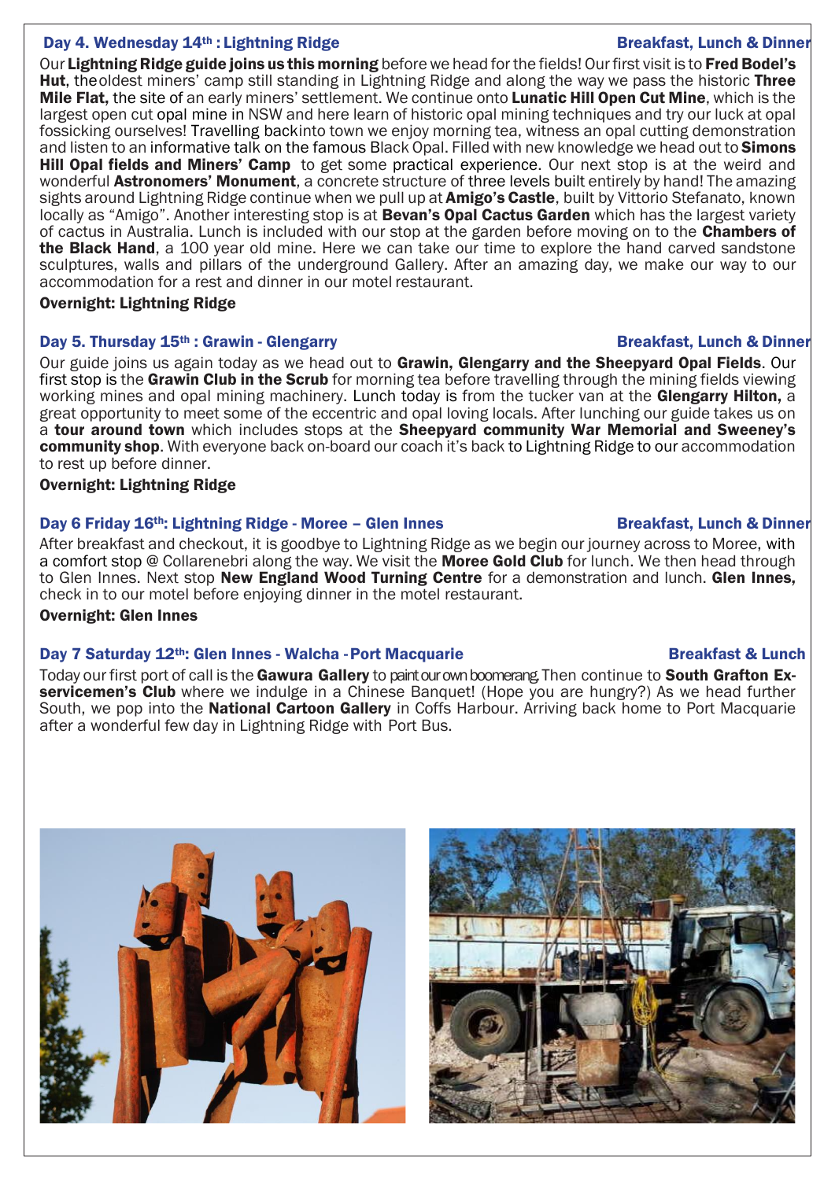## Day 4. Wednesday 14th : Lightning Ridge — Breakfast, Lunch & Dinner

Our **Lightning Ridge guide joins us this morning** before we head for the fields! Our first visit is to **Fred Bodel's Hut**, the oldest miners' camp still standing in Lightning Ridge and along the way we pass the historic **Three Mile Flat,** the site of an early miners' settlement. We continue onto **Lunatic Hill Open Cut Mine**, which is the largest open cut opal mine in NSW and here learn of historic opal mining techniques and try our luck at opal fossicking ourselves! Travelling backinto town we enjoy morning tea, witness an opal cutting demonstration and listen to an informative talk on the famous Black Opal. Filled with new knowledge we head out to **Simons Hill Opal fields and Miners' Camp** to get some practical experience. Our next stop is at the weird and wonderful **Astronomers' Monument**, a concrete structure of three levels built entirely by hand! The amazing sights around Lightning Ridge continue when we pull up at **Amigo's Castle**, built by Vittorio Stefanato, known locally as "Amigo". Another interesting stop is at **Bevan's Opal Cactus Garden** which has the largest variety of cactus in Australia. Lunch is included with our stop at the garden before moving on to the **Chambers of the Black Hand**, a 100 year old mine. Here we can take our time to explore the hand carved sandstone sculptures, walls and pillars of the underground Gallery. After an amazing day, we make our way to our accommodation for a rest and dinner in our motel restaurant.

**Overnight: Lightning Ridge**

## Day 5. Thursday 15th : Grawin - Glengarry — Breakfast, Lunch & Dinner

Our guide joins us again today as we head out to **Grawin, Glengarry and the Sheepyard Opal Fields**. Our first stop is the **Grawin Club in the Scrub** for morning tea before travelling through the mining fields viewing working mines and opal mining machinery. Lunch today is from the tucker van at the **Glengarry Hilton,** a great opportunity to meet some of the eccentric and opal loving locals. After lunching our guide takes us on a **tour around town** which includes stops at the **Sheepyard community War Memorial and Sweeney's community shop**. With everyone back on-board our coach it's back to Lightning Ridge to our accommodation to rest up before dinner.

**Overnight: Lightning Ridge**

## Day 6 Friday 16th: Lightning Ridge - Moree – Glen Innes — Breakfast, Lunch & Dinner

After breakfast and checkout, it is goodbye to Lightning Ridge as we begin our journey across to Moree, with a comfort stop @ Collarenebri along the way. We visit the **Moree Gold Club** for lunch. We then head through to Glen Innes. Next stop **New England Wood Turning Centre** for a demonstration and lunch. **Glen Innes,** check in to our motel before enjoying dinner in the motel restaurant.

**Overnight: Glen Innes**

## Day 7 Saturday 12th: Glen Innes - Walcha - Port Macquarie — Breakfast & Lunch

Today our first port of call is the **Gawura Gallery** to paint our own boomerang. Then continue to **South Grafton Ex-servicemen's Club** where we indulge in a Chinese Banquet! (Hope you are hungry?) As we head further South, we pop into the **National Cartoon Gallery** in Coffs Harbour. Arriving back home to Port Macquarie after a wonderful few day in Lightning Ridge with Port Bus.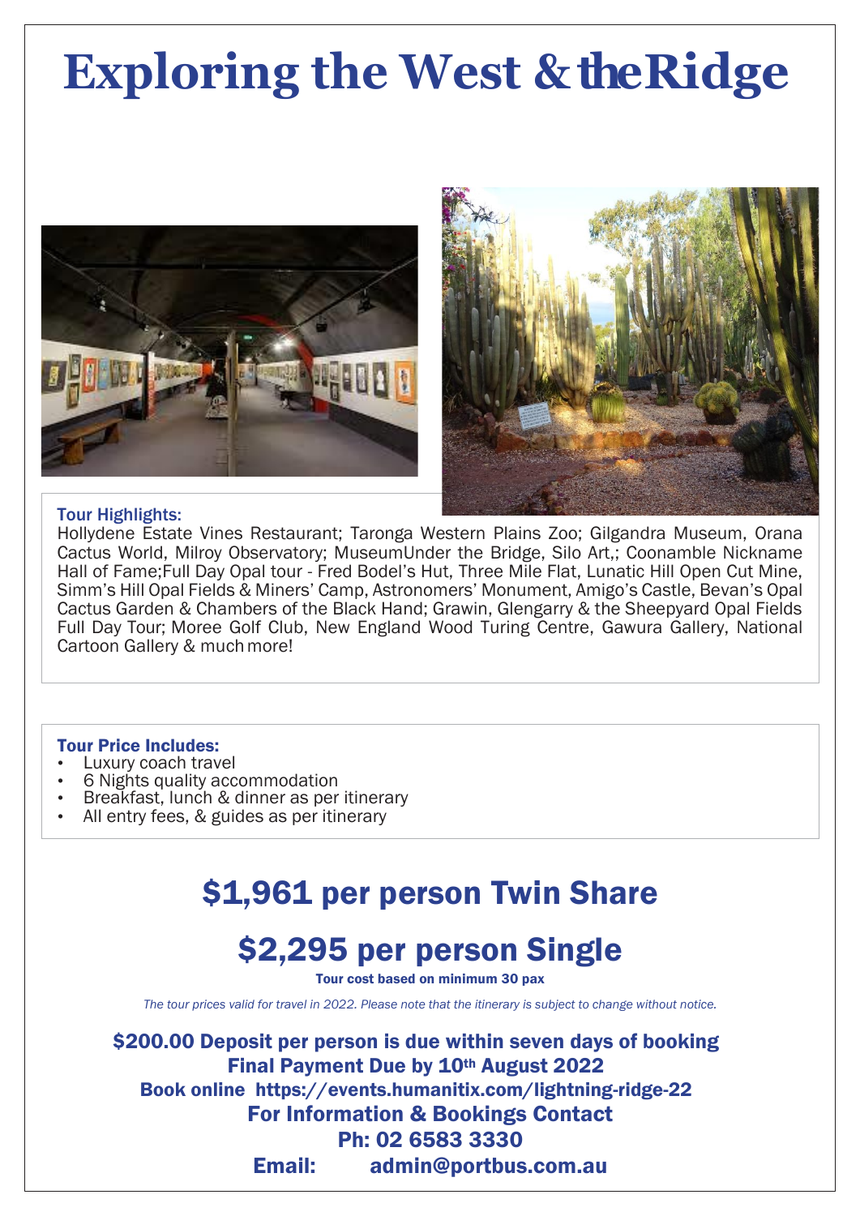# Exploring the West & the Ridge

**Tour Highlights:**

Hollydene Estate Vines Restaurant; Taronga Western Plains Zoo; Gilgandra Museum, Orana Cactus World, Milroy Observatory; MuseumUnder the Bridge, Silo Art,; Coonamble Nickname Hall of Fame;Full Day Opal tour - Fred Bodel's Hut, Three Mile Flat, Lunatic Hill Open Cut Mine, Simm's Hill Opal Fields & Miners' Camp, Astronomers' Monument, Amigo's Castle, Bevan's Opal Cactus Garden & Chambers of the Black Hand; Grawin, Glengarry & the Sheepyard Opal Fields Full Day Tour; Moree Golf Club, New England Wood Turing Centre, Gawura Gallery, National Cartoon Gallery & much more!

**Tour Price Includes:**

- Luxury coach travel
- 6 Nights quality accommodation
- Breakfast, lunch & dinner as per itinerary
- All entry fees, & guides as per itinerary

## $1,961 per person Twin Share

## $2,295 per person Single

**Tour cost based on minimum 30 pax**

*The tour prices valid for travel in 2022. Please note that the itinerary is subject to change without notice.*

**$200.00 Deposit per person is due within seven days of booking**
**Final Payment Due by 10th August 2022**
**Book online https://events.humanitix.com/lightning-ridge-22**
**For Information & Bookings Contact**
**Ph: 02 6583 3330**
**Email: admin@portbus.com.au**